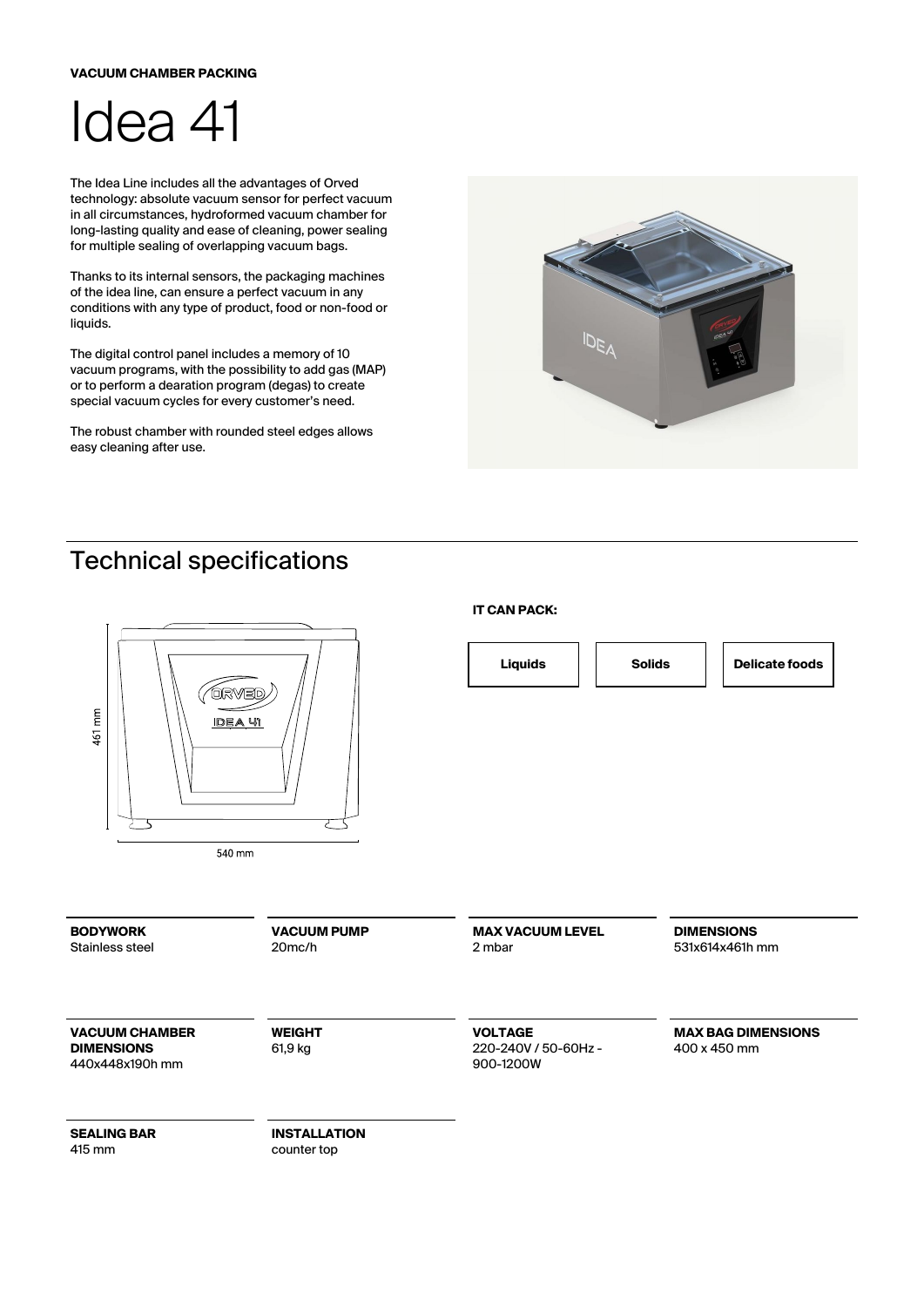**VACUUM CHAMBER PACKING**

# Idea 41

The Idea Line includes all the advantages of Orved technology: absolute vacuum sensor for perfect vacuum in all circumstances, hydroformed vacuum chamber for long-lasting quality and ease of cleaning, power sealing for multiple sealing of overlapping vacuum bags.

Thanks to its internal sensors, the packaging machines of the idea line, can ensure a perfect vacuum in any conditions with any type of product, food or non-food or liquids.

The digital control panel includes a memory of 10 vacuum programs, with the possibility to add gas (MAP) or to perform a dearation program (degas) to create special vacuum cycles for every customer's need.

The robust chamber with rounded steel edges allows easy cleaning after use.

## Technical specifications

461 mm

540 mm

**IT CAN PACK:**

- **Liquids**
- **Solids**
- **Delicate foods**

**BODYWORK**
Stainless steel

**VACUUM PUMP**
20mc/h

**MAX VACUUM LEVEL**
2 mbar

**DIMENSIONS**
531x614x461h mm

**VACUUM CHAMBER DIMENSIONS**
440x448x190h mm

**WEIGHT**
61,9 kg

**VOLTAGE**
220-240V / 50-60Hz - 900-1200W

**MAX BAG DIMENSIONS**
400 x 450 mm

**SEALING BAR**
415 mm

**INSTALLATION**
counter top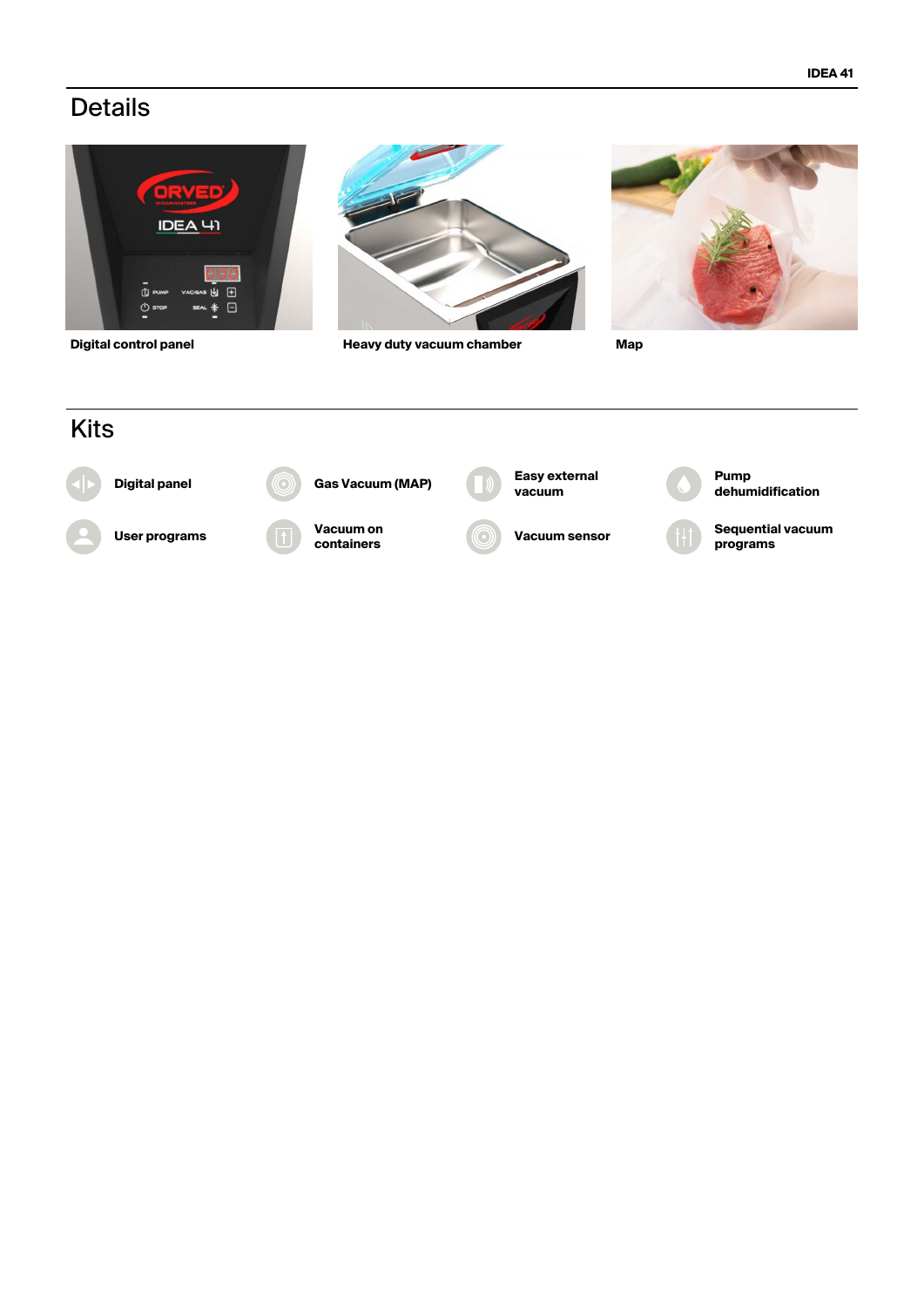## Details

**Digital control panel**

**Heavy duty vacuum chamber**

**Map**

## Kits

- **Digital panel**
- **Gas Vacuum (MAP)**
- **Easy external vacuum**
- **Pump dehumidification**
- **User programs**
- **Vacuum on containers**
- **Vacuum sensor**
- **Sequential vacuum programs**